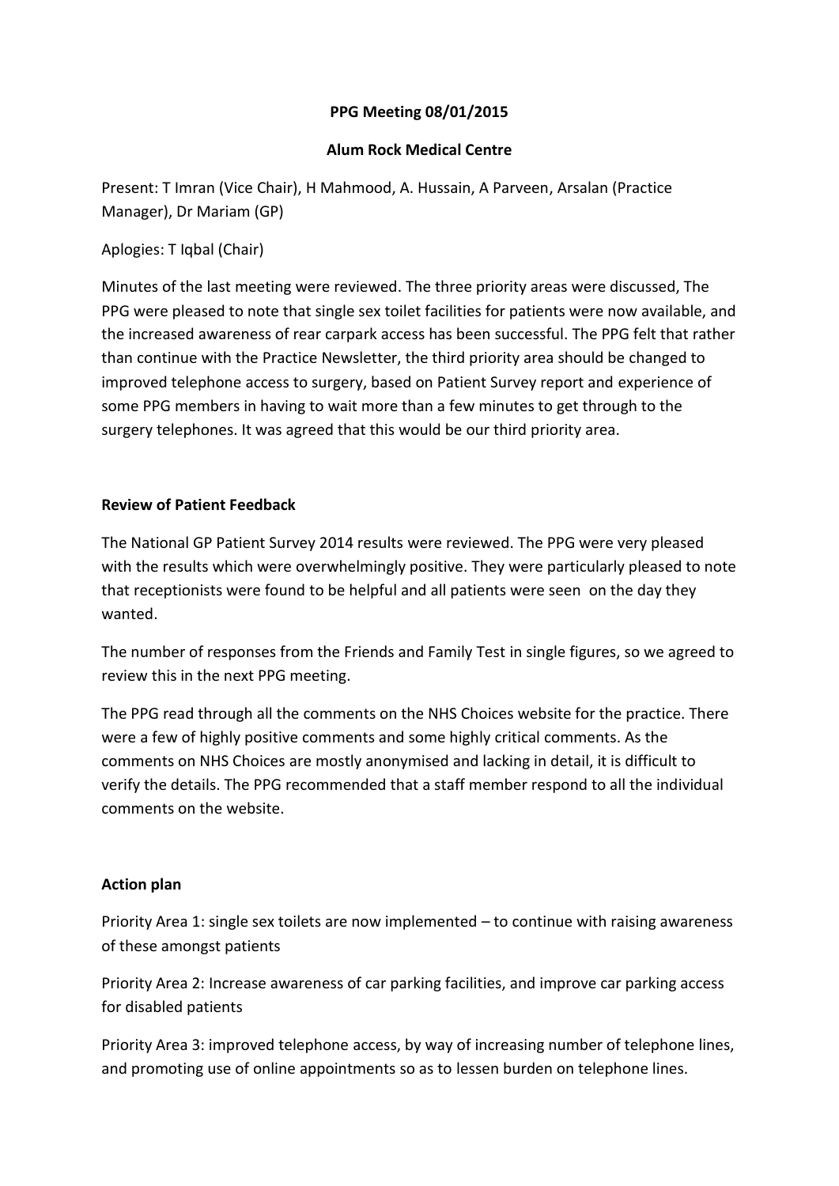**PPG Meeting 08/01/2015**

**Alum Rock Medical Centre**

Present: T Imran (Vice Chair), H Mahmood, A. Hussain, A Parveen, Arsalan (Practice Manager), Dr Mariam (GP)

Aplogies: T Iqbal (Chair)

Minutes of the last meeting were reviewed. The three priority areas were discussed, The PPG were pleased to note that single sex toilet facilities for patients were now available, and the increased awareness of rear carpark access has been successful. The PPG felt that rather than continue with the Practice Newsletter, the third priority area should be changed to improved telephone access to surgery, based on Patient Survey report and experience of some PPG members in having to wait more than a few minutes to get through to the surgery telephones. It was agreed that this would be our third priority area.

**Review of Patient Feedback**

The National GP Patient Survey 2014 results were reviewed. The PPG were very pleased with the results which were overwhelmingly positive. They were particularly pleased to note that receptionists were found to be helpful and all patients were seen on the day they wanted.

The number of responses from the Friends and Family Test in single figures, so we agreed to review this in the next PPG meeting.

The PPG read through all the comments on the NHS Choices website for the practice. There were a few of highly positive comments and some highly critical comments. As the comments on NHS Choices are mostly anonymised and lacking in detail, it is difficult to verify the details. The PPG recommended that a staff member respond to all the individual comments on the website.

**Action plan**

Priority Area 1: single sex toilets are now implemented – to continue with raising awareness of these amongst patients

Priority Area 2: Increase awareness of car parking facilities, and improve car parking access for disabled patients

Priority Area 3: improved telephone access, by way of increasing number of telephone lines, and promoting use of online appointments so as to lessen burden on telephone lines.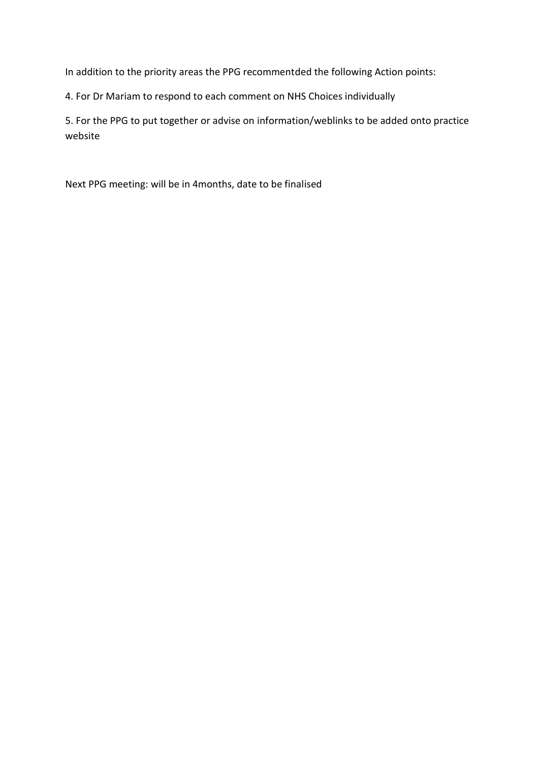In addition to the priority areas the PPG recommentded the following Action points:

4. For Dr Mariam to respond to each comment on NHS Choices individually

5. For the PPG to put together or advise on information/weblinks to be added onto practice website

Next PPG meeting: will be in 4months, date to be finalised